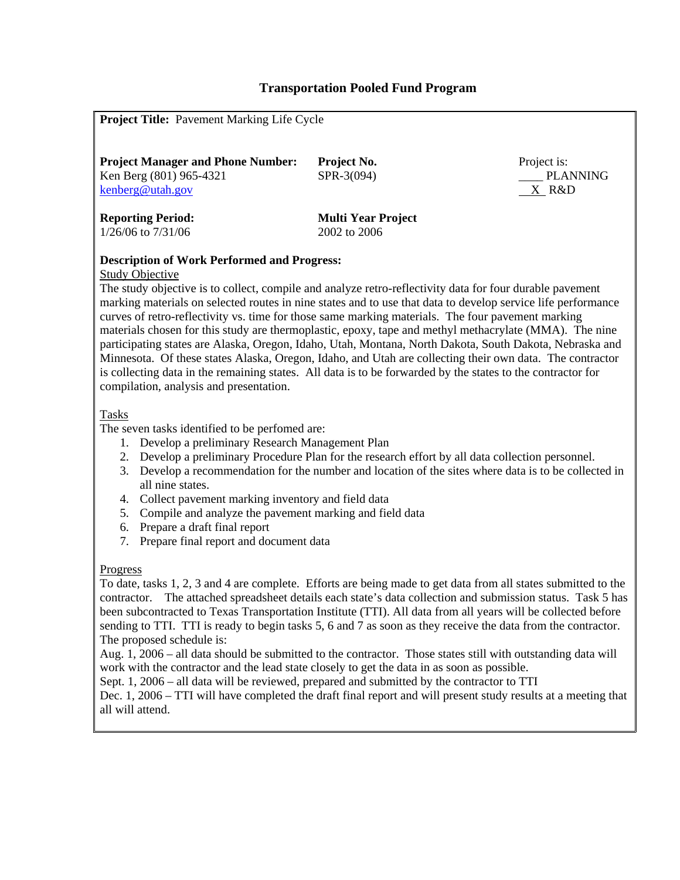# Transportation Pooled Fund Program

**Project Title:** Pavement Marking Life Cycle

| **Project Manager and Phone Number:** | **Project No.** | Project is: |
|---|---|---|
| Ken Berg (801) 965-4321 | SPR-3(094) | ____ PLANNING |
| kenberg@utah.gov | | __X__ R&D |

| **Reporting Period:** | **Multi Year Project** |
|---|---|
| 1/26/06 to 7/31/06 | 2002 to 2006 |

**Description of Work Performed and Progress:**

Study Objective

The study objective is to collect, compile and analyze retro-reflectivity data for four durable pavement marking materials on selected routes in nine states and to use that data to develop service life performance curves of retro-reflectivity vs. time for those same marking materials. The four pavement marking materials chosen for this study are thermoplastic, epoxy, tape and methyl methacrylate (MMA). The nine participating states are Alaska, Oregon, Idaho, Utah, Montana, North Dakota, South Dakota, Nebraska and Minnesota. Of these states Alaska, Oregon, Idaho, and Utah are collecting their own data. The contractor is collecting data in the remaining states. All data is to be forwarded by the states to the contractor for compilation, analysis and presentation.

Tasks

The seven tasks identified to be perfomed are:

1. Develop a preliminary Research Management Plan
2. Develop a preliminary Procedure Plan for the research effort by all data collection personnel.
3. Develop a recommendation for the number and location of the sites where data is to be collected in all nine states.
4. Collect pavement marking inventory and field data
5. Compile and analyze the pavement marking and field data
6. Prepare a draft final report
7. Prepare final report and document data

Progress

To date, tasks 1, 2, 3 and 4 are complete. Efforts are being made to get data from all states submitted to the contractor. The attached spreadsheet details each state's data collection and submission status. Task 5 has been subcontracted to Texas Transportation Institute (TTI). All data from all years will be collected before sending to TTI. TTI is ready to begin tasks 5, 6 and 7 as soon as they receive the data from the contractor. The proposed schedule is:

Aug. 1, 2006 – all data should be submitted to the contractor. Those states still with outstanding data will work with the contractor and the lead state closely to get the data in as soon as possible.

Sept. 1, 2006 – all data will be reviewed, prepared and submitted by the contractor to TTI

Dec. 1, 2006 – TTI will have completed the draft final report and will present study results at a meeting that all will attend.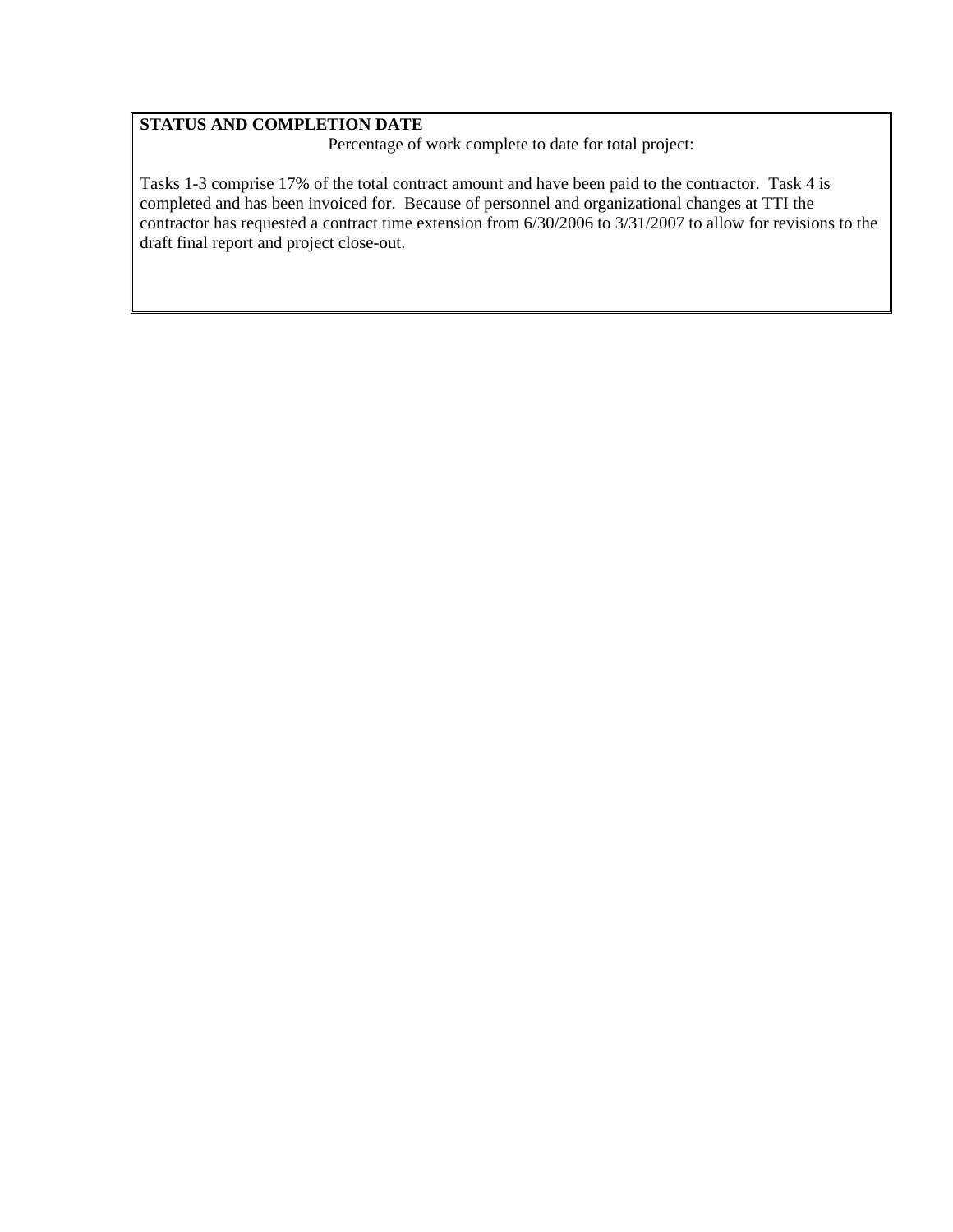**STATUS AND COMPLETION DATE**

Percentage of work complete to date for total project:

Tasks 1-3 comprise 17% of the total contract amount and have been paid to the contractor. Task 4 is completed and has been invoiced for. Because of personnel and organizational changes at TTI the contractor has requested a contract time extension from 6/30/2006 to 3/31/2007 to allow for revisions to the draft final report and project close-out.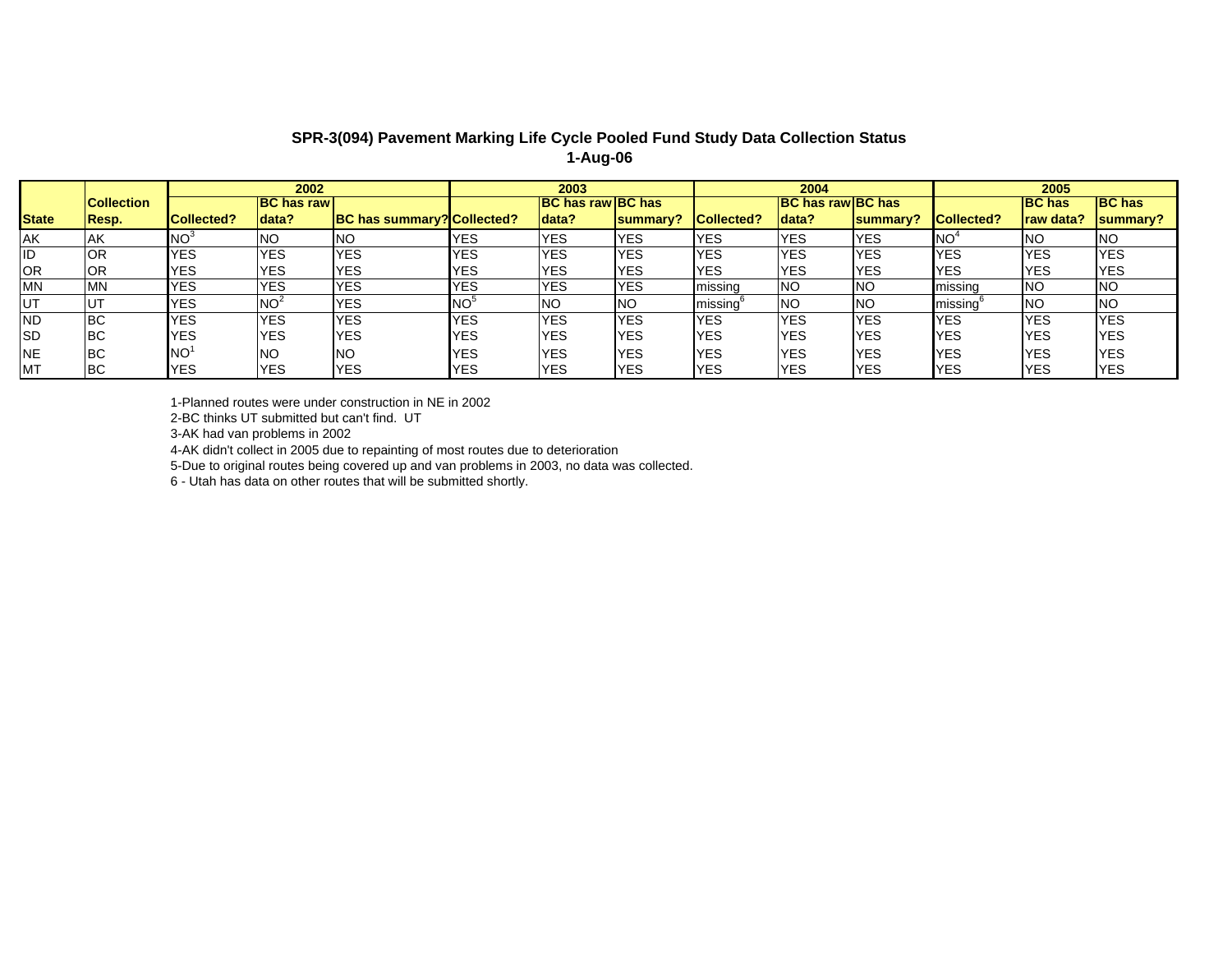**SPR-3(094) Pavement Marking Life Cycle Pooled Fund Study Data Collection Status**

**1-Aug-06**

| | | 2002 | | | 2003 | | | 2004 | | | 2005 | | |
|---|---|---|---|---|---|---|---|---|---|---|---|---|---|
| **State** | **Collection Resp.** | **Collected?** | **BC has raw data?** | **BC has summary?** | **Collected?** | **BC has raw data?** | **BC has summary?** | **Collected?** | **BC has raw data?** | **BC has summary?** | **Collected?** | **BC has raw data?** | **BC has summary?** |
| AK | AK | NO[3] | NO | NO | YES | YES | YES | YES | YES | YES | NO[4] | NO | NO |
| ID | OR | YES | YES | YES | YES | YES | YES | YES | YES | YES | YES | YES | YES |
| OR | OR | YES | YES | YES | YES | YES | YES | YES | YES | YES | YES | YES | YES |
| MN | MN | YES | YES | YES | YES | YES | YES | missing | NO | NO | missing | NO | NO |
| UT | UT | YES | NO[2] | YES | NO[5] | NO | NO | missing[6] | NO | NO | missing[6] | NO | NO |
| ND | BC | YES | YES | YES | YES | YES | YES | YES | YES | YES | YES | YES | YES |
| SD | BC | YES | YES | YES | YES | YES | YES | YES | YES | YES | YES | YES | YES |
| NE | BC | NO[1] | NO | NO | YES | YES | YES | YES | YES | YES | YES | YES | YES |
| MT | BC | YES | YES | YES | YES | YES | YES | YES | YES | YES | YES | YES | YES |

1-Planned routes were under construction in NE in 2002

2-BC thinks UT submitted but can't find. UT

3-AK had van problems in 2002

4-AK didn't collect in 2005 due to repainting of most routes due to deterioration

5-Due to original routes being covered up and van problems in 2003, no data was collected.

6 - Utah has data on other routes that will be submitted shortly.